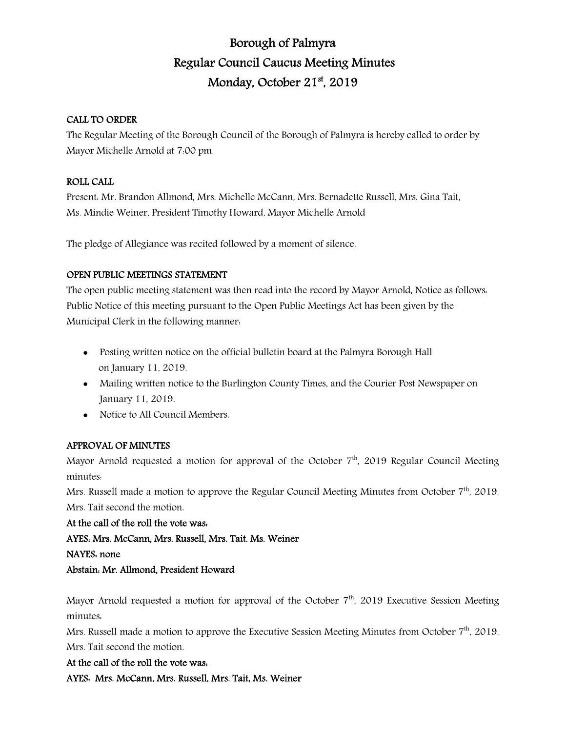# Borough of Palmyra
## Regular Council Caucus Meeting Minutes
## Monday, October 21st, 2019

**CALL TO ORDER**

The Regular Meeting of the Borough Council of the Borough of Palmyra is hereby called to order by Mayor Michelle Arnold at 7:00 pm.

**ROLL CALL**

Present: Mr. Brandon Allmond, Mrs. Michelle McCann, Mrs. Bernadette Russell, Mrs. Gina Tait, Ms. Mindie Weiner, President Timothy Howard, Mayor Michelle Arnold

The pledge of Allegiance was recited followed by a moment of silence.

**OPEN PUBLIC MEETINGS STATEMENT**

The open public meeting statement was then read into the record by Mayor Arnold, Notice as follows: Public Notice of this meeting pursuant to the Open Public Meetings Act has been given by the Municipal Clerk in the following manner:

- Posting written notice on the official bulletin board at the Palmyra Borough Hall on January 11, 2019.
- Mailing written notice to the Burlington County Times, and the Courier Post Newspaper on January 11, 2019.
- Notice to All Council Members.

**APPROVAL OF MINUTES**

Mayor Arnold requested a motion for approval of the October 7th, 2019 Regular Council Meeting minutes:

Mrs. Russell made a motion to approve the Regular Council Meeting Minutes from October 7th, 2019. Mrs. Tait second the motion.

**At the call of the roll the vote was:**

**AYES: Mrs. McCann, Mrs. Russell, Mrs. Tait. Ms. Weiner**

**NAYES: none**

**Abstain: Mr. Allmond, President Howard**

Mayor Arnold requested a motion for approval of the October 7th, 2019 Executive Session Meeting minutes:

Mrs. Russell made a motion to approve the Executive Session Meeting Minutes from October 7th, 2019. Mrs. Tait second the motion.

**At the call of the roll the vote was:**

**AYES: Mrs. McCann, Mrs. Russell, Mrs. Tait, Ms. Weiner**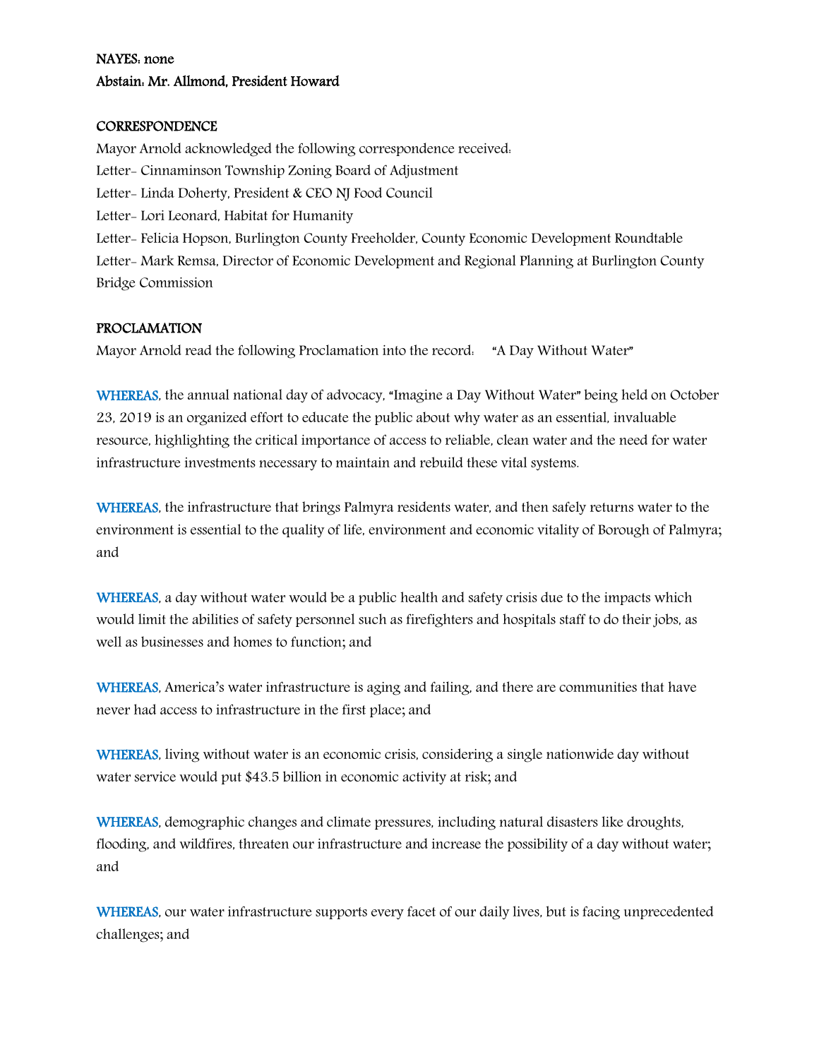**NAYES: none**
**Abstain: Mr. Allmond, President Howard**

**CORRESPONDENCE**

Mayor Arnold acknowledged the following correspondence received:
Letter- Cinnaminson Township Zoning Board of Adjustment
Letter- Linda Doherty, President & CEO NJ Food Council
Letter- Lori Leonard, Habitat for Humanity
Letter- Felicia Hopson, Burlington County Freeholder, County Economic Development Roundtable
Letter- Mark Remsa, Director of Economic Development and Regional Planning at Burlington County Bridge Commission

**PROCLAMATION**

Mayor Arnold read the following Proclamation into the record: "A Day Without Water"

WHEREAS, the annual national day of advocacy, "Imagine a Day Without Water" being held on October 23, 2019 is an organized effort to educate the public about why water as an essential, invaluable resource, highlighting the critical importance of access to reliable, clean water and the need for water infrastructure investments necessary to maintain and rebuild these vital systems.

WHEREAS, the infrastructure that brings Palmyra residents water, and then safely returns water to the environment is essential to the quality of life, environment and economic vitality of Borough of Palmyra; and

WHEREAS, a day without water would be a public health and safety crisis due to the impacts which would limit the abilities of safety personnel such as firefighters and hospitals staff to do their jobs, as well as businesses and homes to function; and

WHEREAS, America's water infrastructure is aging and failing, and there are communities that have never had access to infrastructure in the first place; and

WHEREAS, living without water is an economic crisis, considering a single nationwide day without water service would put $43.5 billion in economic activity at risk; and

WHEREAS, demographic changes and climate pressures, including natural disasters like droughts, flooding, and wildfires, threaten our infrastructure and increase the possibility of a day without water; and

WHEREAS, our water infrastructure supports every facet of our daily lives, but is facing unprecedented challenges; and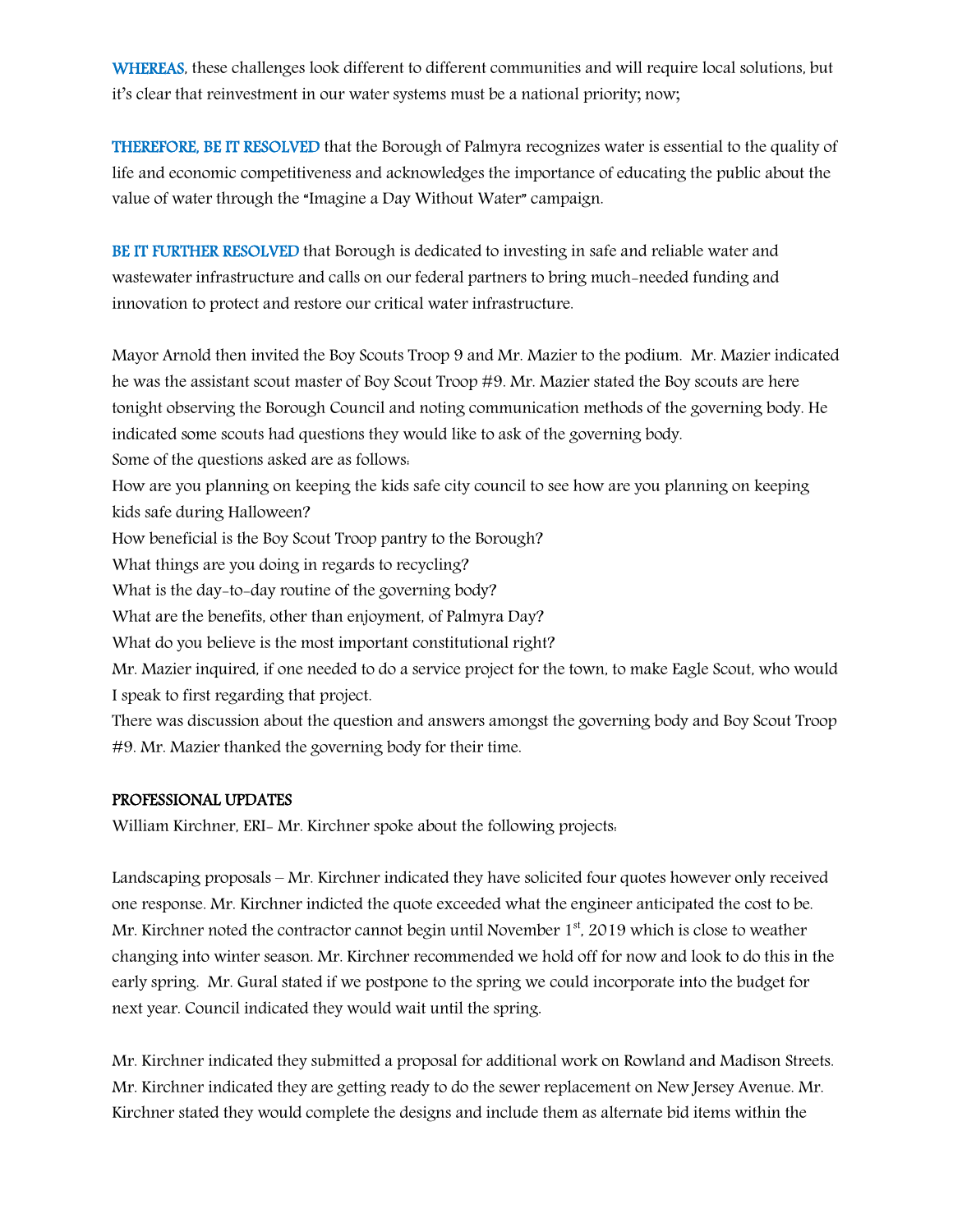**WHEREAS**, these challenges look different to different communities and will require local solutions, but it's clear that reinvestment in our water systems must be a national priority; now;

**THEREFORE, BE IT RESOLVED** that the Borough of Palmyra recognizes water is essential to the quality of life and economic competitiveness and acknowledges the importance of educating the public about the value of water through the "Imagine a Day Without Water" campaign.

**BE IT FURTHER RESOLVED** that Borough is dedicated to investing in safe and reliable water and wastewater infrastructure and calls on our federal partners to bring much-needed funding and innovation to protect and restore our critical water infrastructure.

Mayor Arnold then invited the Boy Scouts Troop 9 and Mr. Mazier to the podium. Mr. Mazier indicated he was the assistant scout master of Boy Scout Troop #9. Mr. Mazier stated the Boy scouts are here tonight observing the Borough Council and noting communication methods of the governing body. He indicated some scouts had questions they would like to ask of the governing body.
Some of the questions asked are as follows:
How are you planning on keeping the kids safe city council to see how are you planning on keeping kids safe during Halloween?
How beneficial is the Boy Scout Troop pantry to the Borough?
What things are you doing in regards to recycling?
What is the day-to-day routine of the governing body?
What are the benefits, other than enjoyment, of Palmyra Day?
What do you believe is the most important constitutional right?
Mr. Mazier inquired, if one needed to do a service project for the town, to make Eagle Scout, who would I speak to first regarding that project.
There was discussion about the question and answers amongst the governing body and Boy Scout Troop #9. Mr. Mazier thanked the governing body for their time.

**PROFESSIONAL UPDATES**
William Kirchner, ERI- Mr. Kirchner spoke about the following projects:

Landscaping proposals – Mr. Kirchner indicated they have solicited four quotes however only received one response. Mr. Kirchner indicted the quote exceeded what the engineer anticipated the cost to be. Mr. Kirchner noted the contractor cannot begin until November 1st, 2019 which is close to weather changing into winter season. Mr. Kirchner recommended we hold off for now and look to do this in the early spring. Mr. Gural stated if we postpone to the spring we could incorporate into the budget for next year. Council indicated they would wait until the spring.

Mr. Kirchner indicated they submitted a proposal for additional work on Rowland and Madison Streets. Mr. Kirchner indicated they are getting ready to do the sewer replacement on New Jersey Avenue. Mr. Kirchner stated they would complete the designs and include them as alternate bid items within the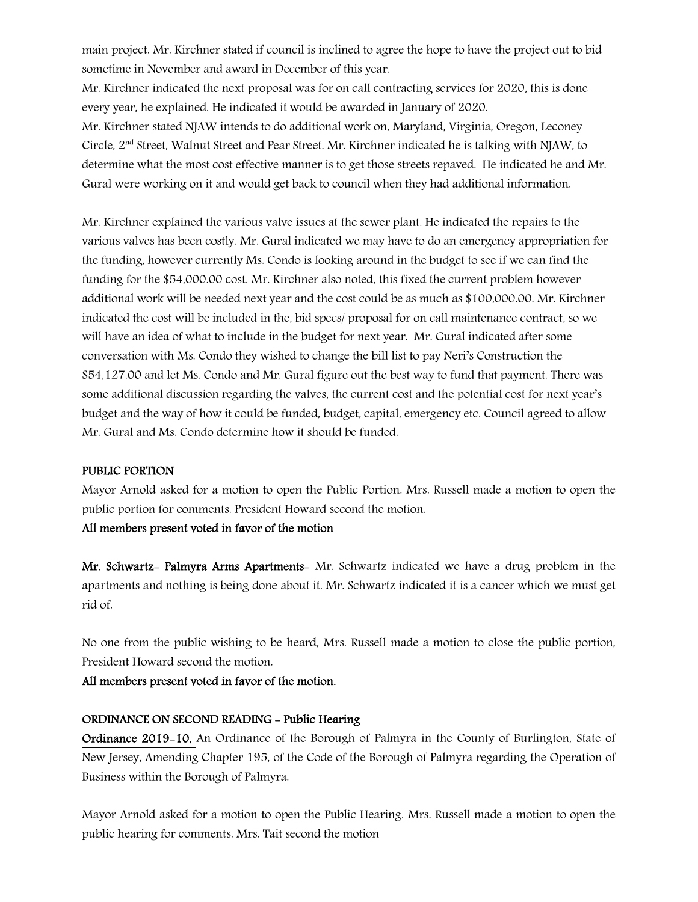main project. Mr. Kirchner stated if council is inclined to agree the hope to have the project out to bid sometime in November and award in December of this year.

Mr. Kirchner indicated the next proposal was for on call contracting services for 2020, this is done every year, he explained. He indicated it would be awarded in January of 2020.

Mr. Kirchner stated NJAW intends to do additional work on, Maryland, Virginia, Oregon, Leconey Circle, 2nd Street, Walnut Street and Pear Street. Mr. Kirchner indicated he is talking with NJAW, to determine what the most cost effective manner is to get those streets repaved. He indicated he and Mr. Gural were working on it and would get back to council when they had additional information.

Mr. Kirchner explained the various valve issues at the sewer plant. He indicated the repairs to the various valves has been costly. Mr. Gural indicated we may have to do an emergency appropriation for the funding, however currently Ms. Condo is looking around in the budget to see if we can find the funding for the $54,000.00 cost. Mr. Kirchner also noted, this fixed the current problem however additional work will be needed next year and the cost could be as much as $100,000.00. Mr. Kirchner indicated the cost will be included in the, bid specs/ proposal for on call maintenance contract, so we will have an idea of what to include in the budget for next year. Mr. Gural indicated after some conversation with Ms. Condo they wished to change the bill list to pay Neri's Construction the $54,127.00 and let Ms. Condo and Mr. Gural figure out the best way to fund that payment. There was some additional discussion regarding the valves, the current cost and the potential cost for next year's budget and the way of how it could be funded, budget, capital, emergency etc. Council agreed to allow Mr. Gural and Ms. Condo determine how it should be funded.

**PUBLIC PORTION**

Mayor Arnold asked for a motion to open the Public Portion. Mrs. Russell made a motion to open the public portion for comments. President Howard second the motion.

**All members present voted in favor of the motion**

**Mr. Schwartz- Palmyra Arms Apartments**- Mr. Schwartz indicated we have a drug problem in the apartments and nothing is being done about it. Mr. Schwartz indicated it is a cancer which we must get rid of.

No one from the public wishing to be heard, Mrs. Russell made a motion to close the public portion, President Howard second the motion.

**All members present voted in favor of the motion.**

**ORDINANCE ON SECOND READING - Public Hearing**

**Ordinance 2019-10,** An Ordinance of the Borough of Palmyra in the County of Burlington, State of New Jersey, Amending Chapter 195, of the Code of the Borough of Palmyra regarding the Operation of Business within the Borough of Palmyra.

Mayor Arnold asked for a motion to open the Public Hearing. Mrs. Russell made a motion to open the public hearing for comments. Mrs. Tait second the motion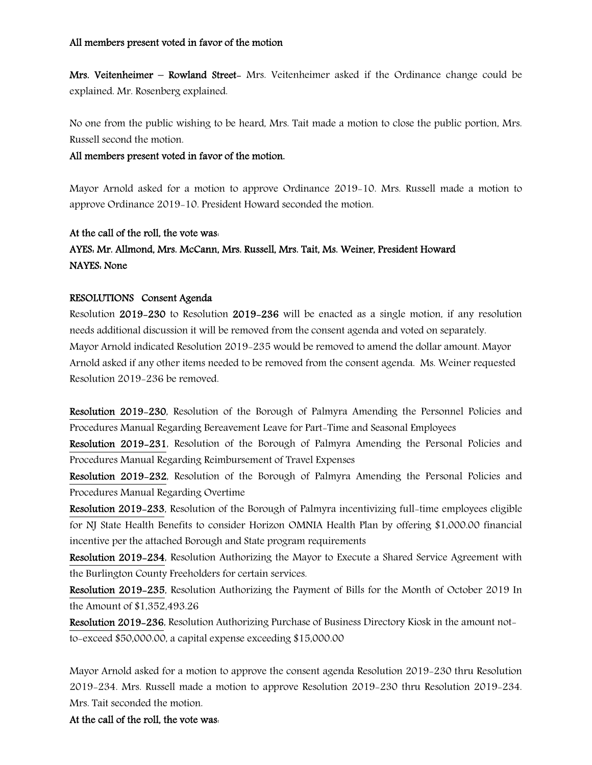**All members present voted in favor of the motion**

**Mrs. Veitenheimer – Rowland Street-** Mrs. Veitenheimer asked if the Ordinance change could be explained. Mr. Rosenberg explained.

No one from the public wishing to be heard, Mrs. Tait made a motion to close the public portion, Mrs. Russell second the motion.

**All members present voted in favor of the motion.**

Mayor Arnold asked for a motion to approve Ordinance 2019-10. Mrs. Russell made a motion to approve Ordinance 2019-10. President Howard seconded the motion.

**At the call of the roll, the vote was:**

**AYES: Mr. Allmond, Mrs. McCann, Mrs. Russell, Mrs. Tait, Ms. Weiner, President Howard**

**NAYES: None**

**RESOLUTIONS Consent Agenda**

Resolution **2019-230** to Resolution **2019-236** will be enacted as a single motion, if any resolution needs additional discussion it will be removed from the consent agenda and voted on separately. Mayor Arnold indicated Resolution 2019-235 would be removed to amend the dollar amount. Mayor Arnold asked if any other items needed to be removed from the consent agenda. Ms. Weiner requested Resolution 2019-236 be removed.

**Resolution 2019-230**, Resolution of the Borough of Palmyra Amending the Personnel Policies and Procedures Manual Regarding Bereavement Leave for Part-Time and Seasonal Employees

**Resolution 2019-231**, Resolution of the Borough of Palmyra Amending the Personal Policies and Procedures Manual Regarding Reimbursement of Travel Expenses

**Resolution 2019-232**, Resolution of the Borough of Palmyra Amending the Personal Policies and Procedures Manual Regarding Overtime

**Resolution 2019-233**, Resolution of the Borough of Palmyra incentivizing full-time employees eligible for NJ State Health Benefits to consider Horizon OMNIA Health Plan by offering $1,000.00 financial incentive per the attached Borough and State program requirements

**Resolution 2019-234**, Resolution Authorizing the Mayor to Execute a Shared Service Agreement with the Burlington County Freeholders for certain services.

**Resolution 2019-235**, Resolution Authorizing the Payment of Bills for the Month of October 2019 In the Amount of $1,352,493.26

**Resolution 2019-236**, Resolution Authorizing Purchase of Business Directory Kiosk in the amount not-to-exceed $50,000.00, a capital expense exceeding $15,000.00

Mayor Arnold asked for a motion to approve the consent agenda Resolution 2019-230 thru Resolution 2019-234. Mrs. Russell made a motion to approve Resolution 2019-230 thru Resolution 2019-234. Mrs. Tait seconded the motion.

**At the call of the roll, the vote was:**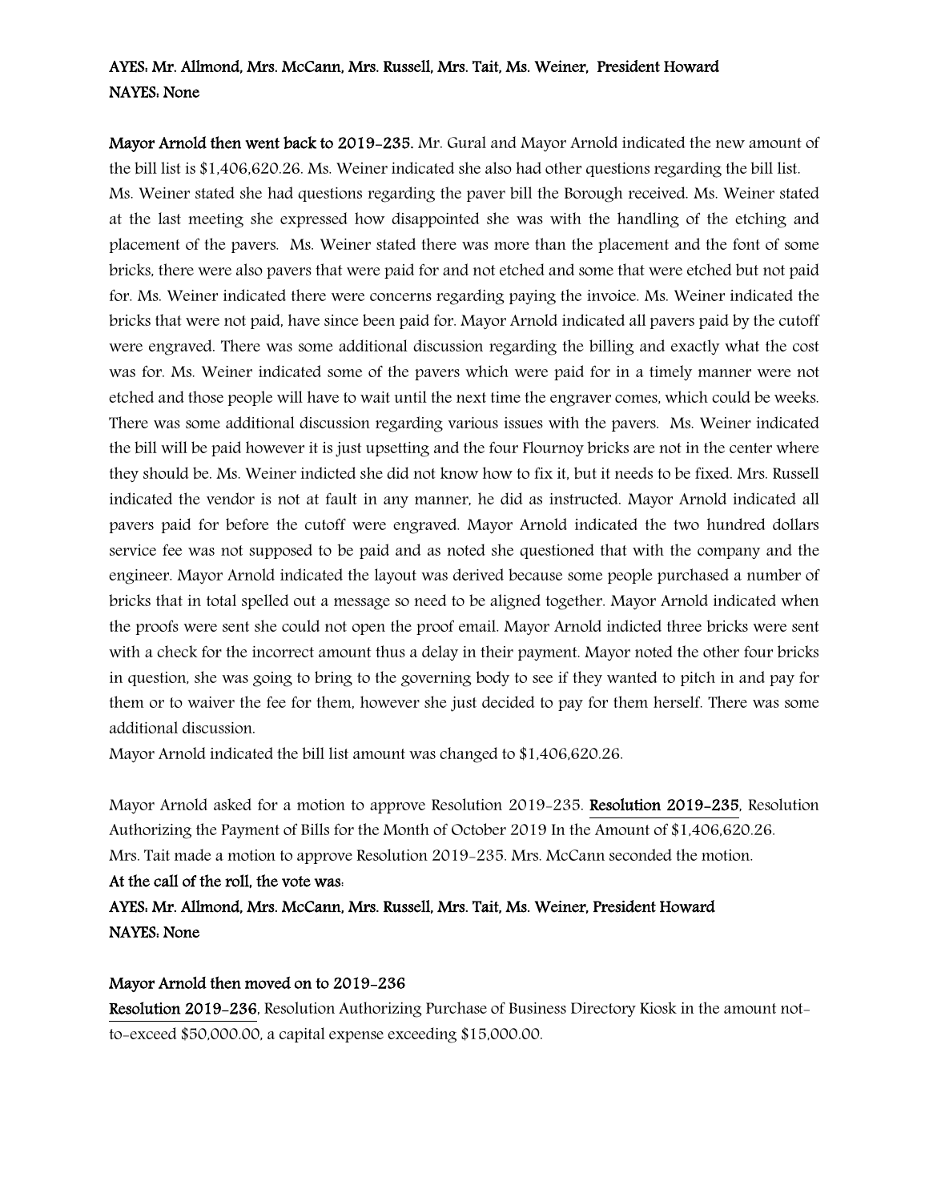**AYES: Mr. Allmond, Mrs. McCann, Mrs. Russell, Mrs. Tait, Ms. Weiner, President Howard**
**NAYES: None**

**Mayor Arnold then went back to 2019-235.** Mr. Gural and Mayor Arnold indicated the new amount of the bill list is $1,406,620.26. Ms. Weiner indicated she also had other questions regarding the bill list. Ms. Weiner stated she had questions regarding the paver bill the Borough received. Ms. Weiner stated at the last meeting she expressed how disappointed she was with the handling of the etching and placement of the pavers. Ms. Weiner stated there was more than the placement and the font of some bricks, there were also pavers that were paid for and not etched and some that were etched but not paid for. Ms. Weiner indicated there were concerns regarding paying the invoice. Ms. Weiner indicated the bricks that were not paid, have since been paid for. Mayor Arnold indicated all pavers paid by the cutoff were engraved. There was some additional discussion regarding the billing and exactly what the cost was for. Ms. Weiner indicated some of the pavers which were paid for in a timely manner were not etched and those people will have to wait until the next time the engraver comes, which could be weeks. There was some additional discussion regarding various issues with the pavers. Ms. Weiner indicated the bill will be paid however it is just upsetting and the four Flournoy bricks are not in the center where they should be. Ms. Weiner indicted she did not know how to fix it, but it needs to be fixed. Mrs. Russell indicated the vendor is not at fault in any manner, he did as instructed. Mayor Arnold indicated all pavers paid for before the cutoff were engraved. Mayor Arnold indicated the two hundred dollars service fee was not supposed to be paid and as noted she questioned that with the company and the engineer. Mayor Arnold indicated the layout was derived because some people purchased a number of bricks that in total spelled out a message so need to be aligned together. Mayor Arnold indicated when the proofs were sent she could not open the proof email. Mayor Arnold indicted three bricks were sent with a check for the incorrect amount thus a delay in their payment. Mayor noted the other four bricks in question, she was going to bring to the governing body to see if they wanted to pitch in and pay for them or to waiver the fee for them, however she just decided to pay for them herself. There was some additional discussion.

Mayor Arnold indicated the bill list amount was changed to $1,406,620.26.

Mayor Arnold asked for a motion to approve Resolution 2019-235. **Resolution 2019-235**, Resolution Authorizing the Payment of Bills for the Month of October 2019 In the Amount of $1,406,620.26. Mrs. Tait made a motion to approve Resolution 2019-235. Mrs. McCann seconded the motion.

**At the call of the roll, the vote was:**

**AYES: Mr. Allmond, Mrs. McCann, Mrs. Russell, Mrs. Tait, Ms. Weiner, President Howard**
**NAYES: None**

**Mayor Arnold then moved on to 2019-236**

**Resolution 2019-236**, Resolution Authorizing Purchase of Business Directory Kiosk in the amount not-to-exceed $50,000.00, a capital expense exceeding $15,000.00.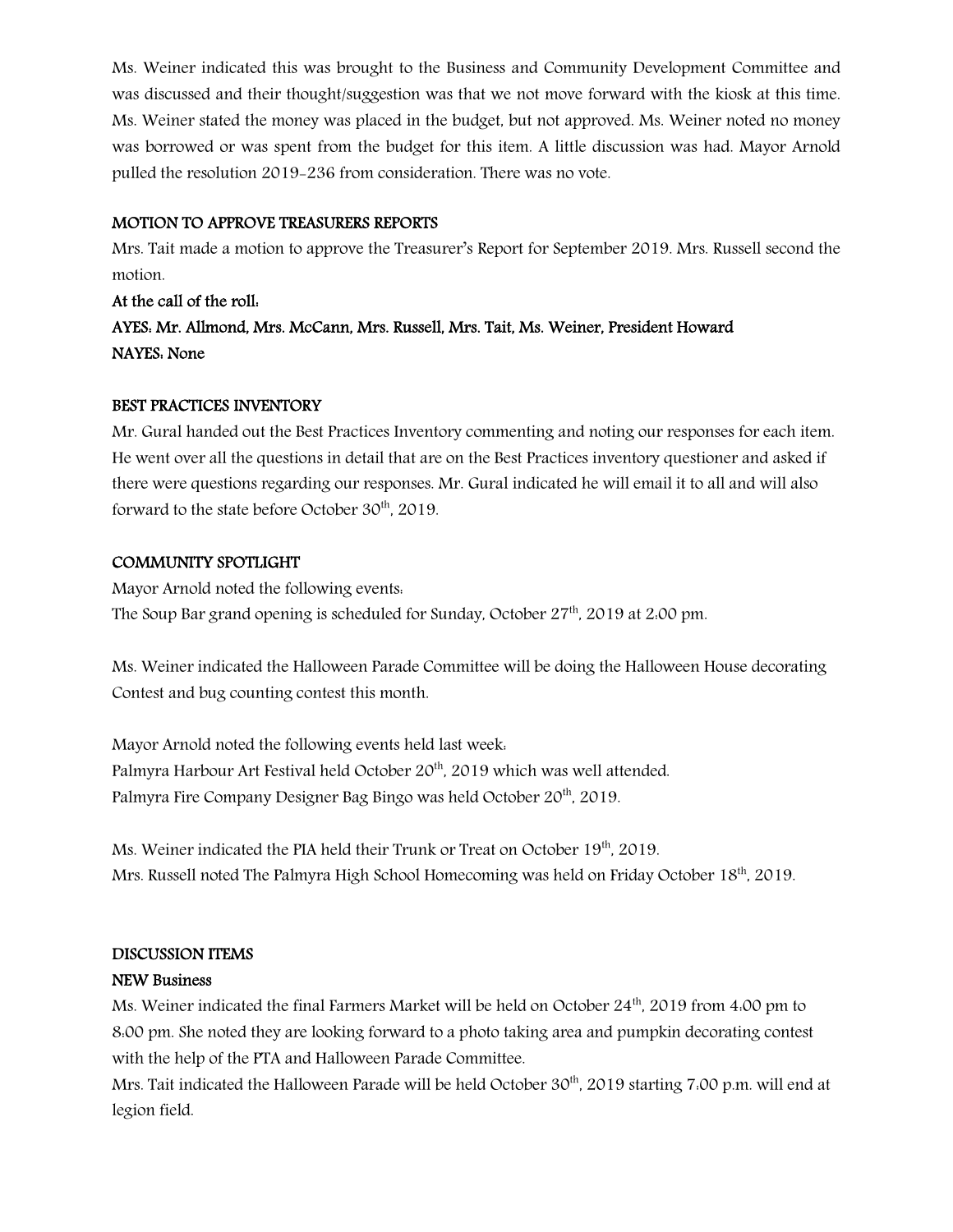Ms. Weiner indicated this was brought to the Business and Community Development Committee and was discussed and their thought/suggestion was that we not move forward with the kiosk at this time. Ms. Weiner stated the money was placed in the budget, but not approved. Ms. Weiner noted no money was borrowed or was spent from the budget for this item. A little discussion was had. Mayor Arnold pulled the resolution 2019-236 from consideration. There was no vote.

**MOTION TO APPROVE TREASURERS REPORTS**

Mrs. Tait made a motion to approve the Treasurer's Report for September 2019. Mrs. Russell second the motion.

**At the call of the roll:**

**AYES: Mr. Allmond, Mrs. McCann, Mrs. Russell, Mrs. Tait, Ms. Weiner, President Howard**

**NAYES: None**

**BEST PRACTICES INVENTORY**

Mr. Gural handed out the Best Practices Inventory commenting and noting our responses for each item. He went over all the questions in detail that are on the Best Practices inventory questioner and asked if there were questions regarding our responses. Mr. Gural indicated he will email it to all and will also forward to the state before October 30th, 2019.

**COMMUNITY SPOTLIGHT**

Mayor Arnold noted the following events:

The Soup Bar grand opening is scheduled for Sunday, October 27th, 2019 at 2:00 pm.

Ms. Weiner indicated the Halloween Parade Committee will be doing the Halloween House decorating Contest and bug counting contest this month.

Mayor Arnold noted the following events held last week:

Palmyra Harbour Art Festival held October 20th, 2019 which was well attended.

Palmyra Fire Company Designer Bag Bingo was held October 20th, 2019.

Ms. Weiner indicated the PIA held their Trunk or Treat on October 19th, 2019.

Mrs. Russell noted The Palmyra High School Homecoming was held on Friday October 18th, 2019.

**DISCUSSION ITEMS**

**NEW Business**

Ms. Weiner indicated the final Farmers Market will be held on October 24th, 2019 from 4:00 pm to 8:00 pm. She noted they are looking forward to a photo taking area and pumpkin decorating contest with the help of the PTA and Halloween Parade Committee.

Mrs. Tait indicated the Halloween Parade will be held October 30th, 2019 starting 7:00 p.m. will end at legion field.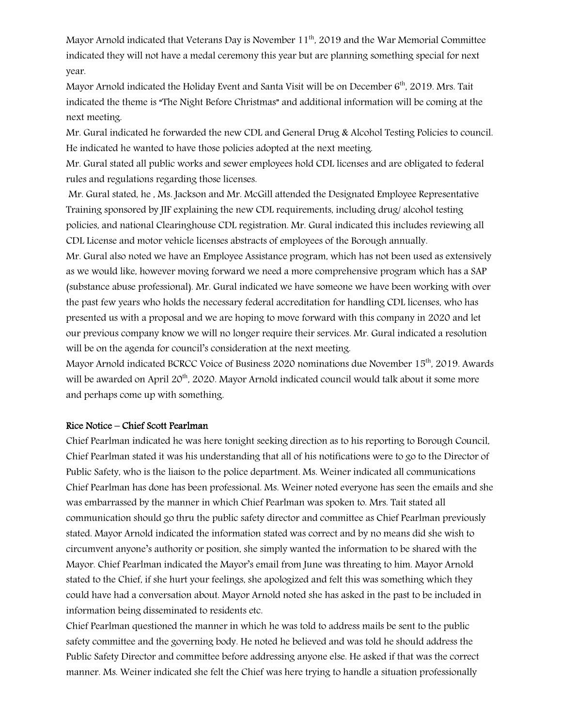Mayor Arnold indicated that Veterans Day is November 11th, 2019 and the War Memorial Committee indicated they will not have a medal ceremony this year but are planning something special for next year.

Mayor Arnold indicated the Holiday Event and Santa Visit will be on December 6th, 2019. Mrs. Tait indicated the theme is "The Night Before Christmas" and additional information will be coming at the next meeting.

Mr. Gural indicated he forwarded the new CDL and General Drug & Alcohol Testing Policies to council. He indicated he wanted to have those policies adopted at the next meeting.

Mr. Gural stated all public works and sewer employees hold CDL licenses and are obligated to federal rules and regulations regarding those licenses.

Mr. Gural stated, he , Ms. Jackson and Mr. McGill attended the Designated Employee Representative Training sponsored by JIF explaining the new CDL requirements, including drug/ alcohol testing policies, and national Clearinghouse CDL registration. Mr. Gural indicated this includes reviewing all CDL License and motor vehicle licenses abstracts of employees of the Borough annually.

Mr. Gural also noted we have an Employee Assistance program, which has not been used as extensively as we would like, however moving forward we need a more comprehensive program which has a SAP (substance abuse professional). Mr. Gural indicated we have someone we have been working with over the past few years who holds the necessary federal accreditation for handling CDL licenses, who has presented us with a proposal and we are hoping to move forward with this company in 2020 and let our previous company know we will no longer require their services. Mr. Gural indicated a resolution will be on the agenda for council's consideration at the next meeting.

Mayor Arnold indicated BCRCC Voice of Business 2020 nominations due November 15th, 2019. Awards will be awarded on April 20th, 2020. Mayor Arnold indicated council would talk about it some more and perhaps come up with something.

**Rice Notice – Chief Scott Pearlman**

Chief Pearlman indicated he was here tonight seeking direction as to his reporting to Borough Council. Chief Pearlman stated it was his understanding that all of his notifications were to go to the Director of Public Safety, who is the liaison to the police department. Ms. Weiner indicated all communications Chief Pearlman has done has been professional. Ms. Weiner noted everyone has seen the emails and she was embarrassed by the manner in which Chief Pearlman was spoken to. Mrs. Tait stated all communication should go thru the public safety director and committee as Chief Pearlman previously stated. Mayor Arnold indicated the information stated was correct and by no means did she wish to circumvent anyone's authority or position, she simply wanted the information to be shared with the Mayor. Chief Pearlman indicated the Mayor's email from June was threating to him. Mayor Arnold stated to the Chief, if she hurt your feelings, she apologized and felt this was something which they could have had a conversation about. Mayor Arnold noted she has asked in the past to be included in information being disseminated to residents etc.

Chief Pearlman questioned the manner in which he was told to address mails be sent to the public safety committee and the governing body. He noted he believed and was told he should address the Public Safety Director and committee before addressing anyone else. He asked if that was the correct manner. Ms. Weiner indicated she felt the Chief was here trying to handle a situation professionally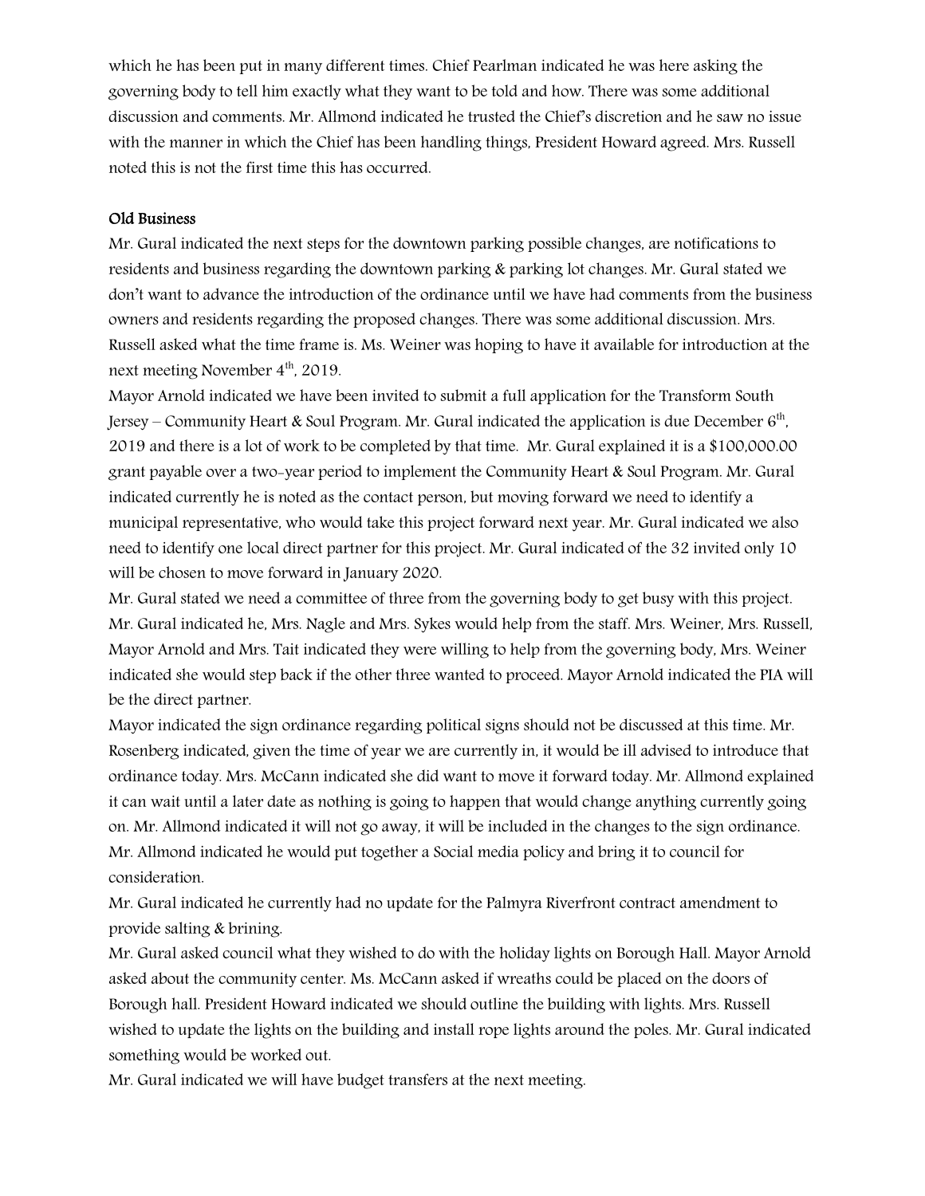which he has been put in many different times. Chief Pearlman indicated he was here asking the governing body to tell him exactly what they want to be told and how. There was some additional discussion and comments. Mr. Allmond indicated he trusted the Chief's discretion and he saw no issue with the manner in which the Chief has been handling things, President Howard agreed. Mrs. Russell noted this is not the first time this has occurred.

**Old Business**

Mr. Gural indicated the next steps for the downtown parking possible changes, are notifications to residents and business regarding the downtown parking & parking lot changes. Mr. Gural stated we don't want to advance the introduction of the ordinance until we have had comments from the business owners and residents regarding the proposed changes. There was some additional discussion. Mrs. Russell asked what the time frame is. Ms. Weiner was hoping to have it available for introduction at the next meeting November 4th, 2019.

Mayor Arnold indicated we have been invited to submit a full application for the Transform South Jersey – Community Heart & Soul Program. Mr. Gural indicated the application is due December 6th, 2019 and there is a lot of work to be completed by that time. Mr. Gural explained it is a $100,000.00 grant payable over a two-year period to implement the Community Heart & Soul Program. Mr. Gural indicated currently he is noted as the contact person, but moving forward we need to identify a municipal representative, who would take this project forward next year. Mr. Gural indicated we also need to identify one local direct partner for this project. Mr. Gural indicated of the 32 invited only 10 will be chosen to move forward in January 2020.

Mr. Gural stated we need a committee of three from the governing body to get busy with this project. Mr. Gural indicated he, Mrs. Nagle and Mrs. Sykes would help from the staff. Mrs. Weiner, Mrs. Russell, Mayor Arnold and Mrs. Tait indicated they were willing to help from the governing body, Mrs. Weiner indicated she would step back if the other three wanted to proceed. Mayor Arnold indicated the PIA will be the direct partner.

Mayor indicated the sign ordinance regarding political signs should not be discussed at this time. Mr. Rosenberg indicated, given the time of year we are currently in, it would be ill advised to introduce that ordinance today. Mrs. McCann indicated she did want to move it forward today. Mr. Allmond explained it can wait until a later date as nothing is going to happen that would change anything currently going on. Mr. Allmond indicated it will not go away, it will be included in the changes to the sign ordinance. Mr. Allmond indicated he would put together a Social media policy and bring it to council for consideration.

Mr. Gural indicated he currently had no update for the Palmyra Riverfront contract amendment to provide salting & brining.

Mr. Gural asked council what they wished to do with the holiday lights on Borough Hall. Mayor Arnold asked about the community center. Ms. McCann asked if wreaths could be placed on the doors of Borough hall. President Howard indicated we should outline the building with lights. Mrs. Russell wished to update the lights on the building and install rope lights around the poles. Mr. Gural indicated something would be worked out.

Mr. Gural indicated we will have budget transfers at the next meeting.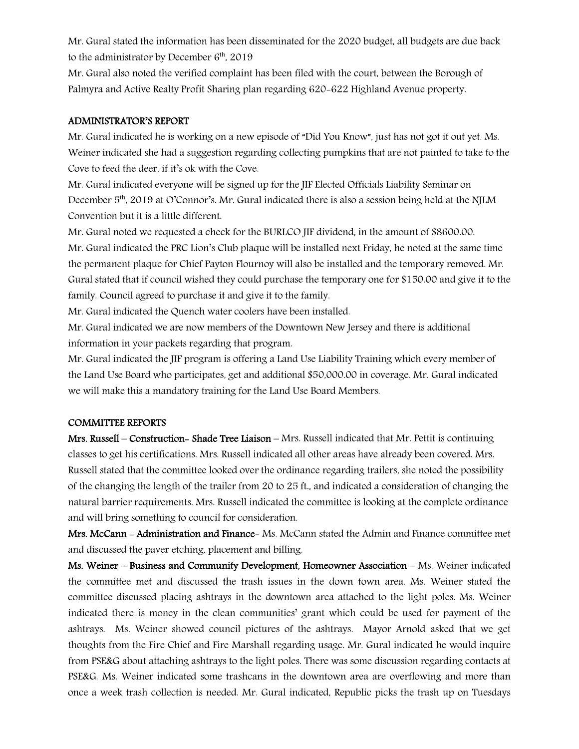Mr. Gural stated the information has been disseminated for the 2020 budget, all budgets are due back to the administrator by December 6th, 2019

Mr. Gural also noted the verified complaint has been filed with the court, between the Borough of Palmyra and Active Realty Profit Sharing plan regarding 620-622 Highland Avenue property.

## ADMINISTRATOR'S REPORT

Mr. Gural indicated he is working on a new episode of "Did You Know", just has not got it out yet. Ms. Weiner indicated she had a suggestion regarding collecting pumpkins that are not painted to take to the Cove to feed the deer, if it's ok with the Cove.

Mr. Gural indicated everyone will be signed up for the JIF Elected Officials Liability Seminar on December 5th, 2019 at O'Connor's. Mr. Gural indicated there is also a session being held at the NJLM Convention but it is a little different.

Mr. Gural noted we requested a check for the BURLCO JIF dividend, in the amount of $8600.00.

Mr. Gural indicated the PRC Lion's Club plaque will be installed next Friday, he noted at the same time the permanent plaque for Chief Payton Flournoy will also be installed and the temporary removed. Mr. Gural stated that if council wished they could purchase the temporary one for $150.00 and give it to the family. Council agreed to purchase it and give it to the family.

Mr. Gural indicated the Quench water coolers have been installed.

Mr. Gural indicated we are now members of the Downtown New Jersey and there is additional information in your packets regarding that program.

Mr. Gural indicated the JIF program is offering a Land Use Liability Training which every member of the Land Use Board who participates, get and additional $50,000.00 in coverage. Mr. Gural indicated we will make this a mandatory training for the Land Use Board Members.

## COMMITTEE REPORTS

**Mrs. Russell – Construction- Shade Tree Liaison** – Mrs. Russell indicated that Mr. Pettit is continuing classes to get his certifications. Mrs. Russell indicated all other areas have already been covered. Mrs. Russell stated that the committee looked over the ordinance regarding trailers, she noted the possibility of the changing the length of the trailer from 20 to 25 ft., and indicated a consideration of changing the natural barrier requirements. Mrs. Russell indicated the committee is looking at the complete ordinance and will bring something to council for consideration.

**Mrs. McCann - Administration and Finance**- Ms. McCann stated the Admin and Finance committee met and discussed the paver etching, placement and billing.

**Ms. Weiner – Business and Community Development, Homeowner Association** – Ms. Weiner indicated the committee met and discussed the trash issues in the down town area. Ms. Weiner stated the committee discussed placing ashtrays in the downtown area attached to the light poles. Ms. Weiner indicated there is money in the clean communities' grant which could be used for payment of the ashtrays. Ms. Weiner showed council pictures of the ashtrays. Mayor Arnold asked that we get thoughts from the Fire Chief and Fire Marshall regarding usage. Mr. Gural indicated he would inquire from PSE&G about attaching ashtrays to the light poles. There was some discussion regarding contacts at PSE&G. Ms. Weiner indicated some trashcans in the downtown area are overflowing and more than once a week trash collection is needed. Mr. Gural indicated, Republic picks the trash up on Tuesdays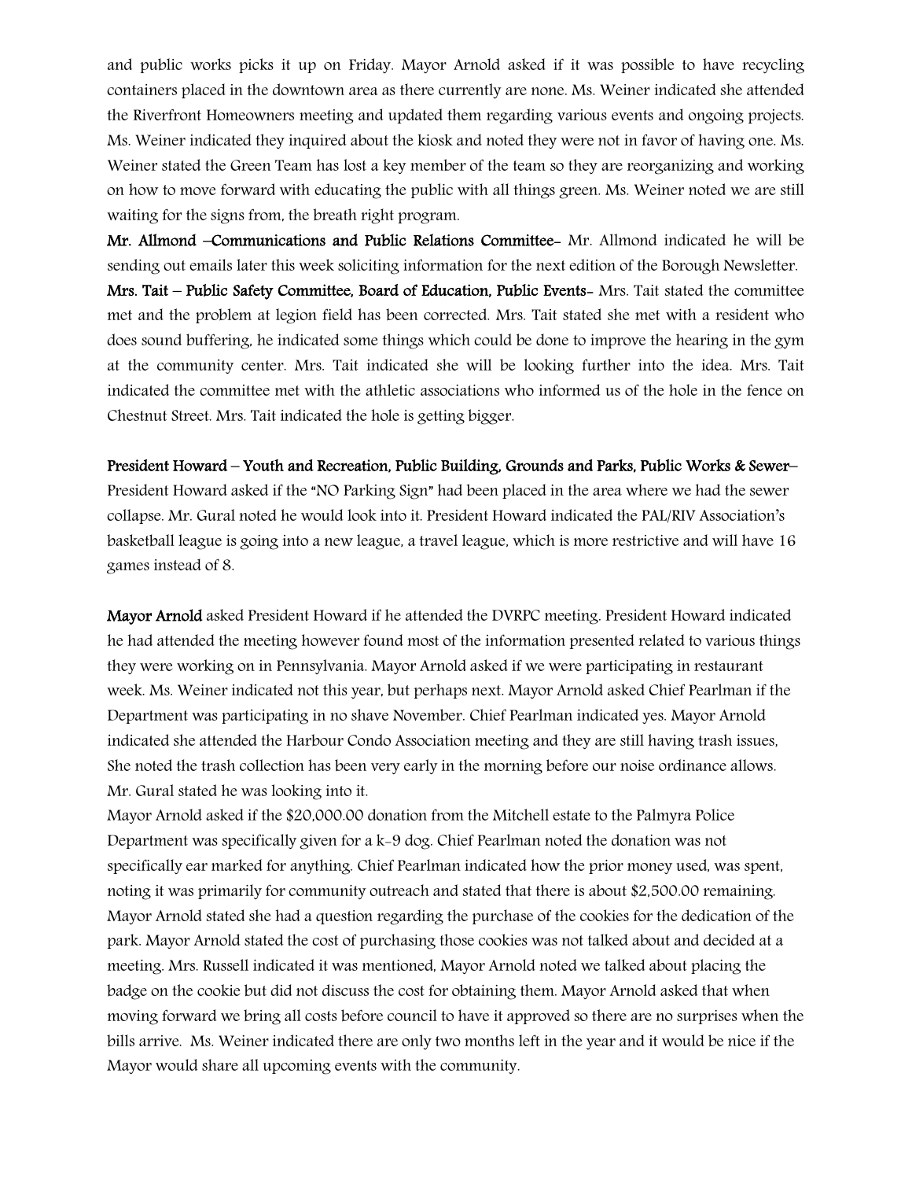and public works picks it up on Friday. Mayor Arnold asked if it was possible to have recycling containers placed in the downtown area as there currently are none. Ms. Weiner indicated she attended the Riverfront Homeowners meeting and updated them regarding various events and ongoing projects. Ms. Weiner indicated they inquired about the kiosk and noted they were not in favor of having one. Ms. Weiner stated the Green Team has lost a key member of the team so they are reorganizing and working on how to move forward with educating the public with all things green. Ms. Weiner noted we are still waiting for the signs from, the breath right program.

**Mr. Allmond –Communications and Public Relations Committee-** Mr. Allmond indicated he will be sending out emails later this week soliciting information for the next edition of the Borough Newsletter.

**Mrs. Tait – Public Safety Committee, Board of Education, Public Events-** Mrs. Tait stated the committee met and the problem at legion field has been corrected. Mrs. Tait stated she met with a resident who does sound buffering, he indicated some things which could be done to improve the hearing in the gym at the community center. Mrs. Tait indicated she will be looking further into the idea. Mrs. Tait indicated the committee met with the athletic associations who informed us of the hole in the fence on Chestnut Street. Mrs. Tait indicated the hole is getting bigger.

**President Howard – Youth and Recreation, Public Building, Grounds and Parks, Public Works & Sewer–** President Howard asked if the "NO Parking Sign" had been placed in the area where we had the sewer collapse. Mr. Gural noted he would look into it. President Howard indicated the PAL/RIV Association's basketball league is going into a new league, a travel league, which is more restrictive and will have 16 games instead of 8.

**Mayor Arnold** asked President Howard if he attended the DVRPC meeting. President Howard indicated he had attended the meeting however found most of the information presented related to various things they were working on in Pennsylvania. Mayor Arnold asked if we were participating in restaurant week. Ms. Weiner indicated not this year, but perhaps next. Mayor Arnold asked Chief Pearlman if the Department was participating in no shave November. Chief Pearlman indicated yes. Mayor Arnold indicated she attended the Harbour Condo Association meeting and they are still having trash issues, She noted the trash collection has been very early in the morning before our noise ordinance allows. Mr. Gural stated he was looking into it.

Mayor Arnold asked if the $20,000.00 donation from the Mitchell estate to the Palmyra Police Department was specifically given for a k-9 dog. Chief Pearlman noted the donation was not specifically ear marked for anything. Chief Pearlman indicated how the prior money used, was spent, noting it was primarily for community outreach and stated that there is about $2,500.00 remaining. Mayor Arnold stated she had a question regarding the purchase of the cookies for the dedication of the park. Mayor Arnold stated the cost of purchasing those cookies was not talked about and decided at a meeting. Mrs. Russell indicated it was mentioned, Mayor Arnold noted we talked about placing the badge on the cookie but did not discuss the cost for obtaining them. Mayor Arnold asked that when moving forward we bring all costs before council to have it approved so there are no surprises when the bills arrive. Ms. Weiner indicated there are only two months left in the year and it would be nice if the Mayor would share all upcoming events with the community.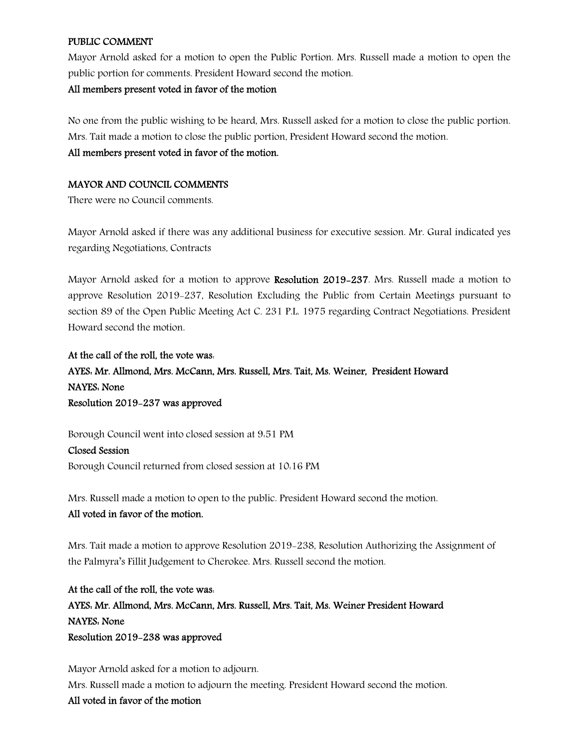**PUBLIC COMMENT**

Mayor Arnold asked for a motion to open the Public Portion. Mrs. Russell made a motion to open the public portion for comments. President Howard second the motion.

**All members present voted in favor of the motion**

No one from the public wishing to be heard, Mrs. Russell asked for a motion to close the public portion. Mrs. Tait made a motion to close the public portion, President Howard second the motion.

**All members present voted in favor of the motion.**

**MAYOR AND COUNCIL COMMENTS**

There were no Council comments.

Mayor Arnold asked if there was any additional business for executive session. Mr. Gural indicated yes regarding Negotiations, Contracts

Mayor Arnold asked for a motion to approve **Resolution 2019-237**. Mrs. Russell made a motion to approve Resolution 2019-237, Resolution Excluding the Public from Certain Meetings pursuant to section 89 of the Open Public Meeting Act C. 231 P.L. 1975 regarding Contract Negotiations. President Howard second the motion.

**At the call of the roll, the vote was:**
**AYES: Mr. Allmond, Mrs. McCann, Mrs. Russell, Mrs. Tait, Ms. Weiner, President Howard**
**NAYES: None**
**Resolution 2019-237 was approved**

Borough Council went into closed session at 9:51 PM

**Closed Session**

Borough Council returned from closed session at 10:16 PM

Mrs. Russell made a motion to open to the public. President Howard second the motion.

**All voted in favor of the motion.**

Mrs. Tait made a motion to approve Resolution 2019-238, Resolution Authorizing the Assignment of the Palmyra's Fillit Judgement to Cherokee. Mrs. Russell second the motion.

**At the call of the roll, the vote was:**
**AYES: Mr. Allmond, Mrs. McCann, Mrs. Russell, Mrs. Tait, Ms. Weiner President Howard**
**NAYES: None**
**Resolution 2019-238 was approved**

Mayor Arnold asked for a motion to adjourn.
Mrs. Russell made a motion to adjourn the meeting. President Howard second the motion.

**All voted in favor of the motion**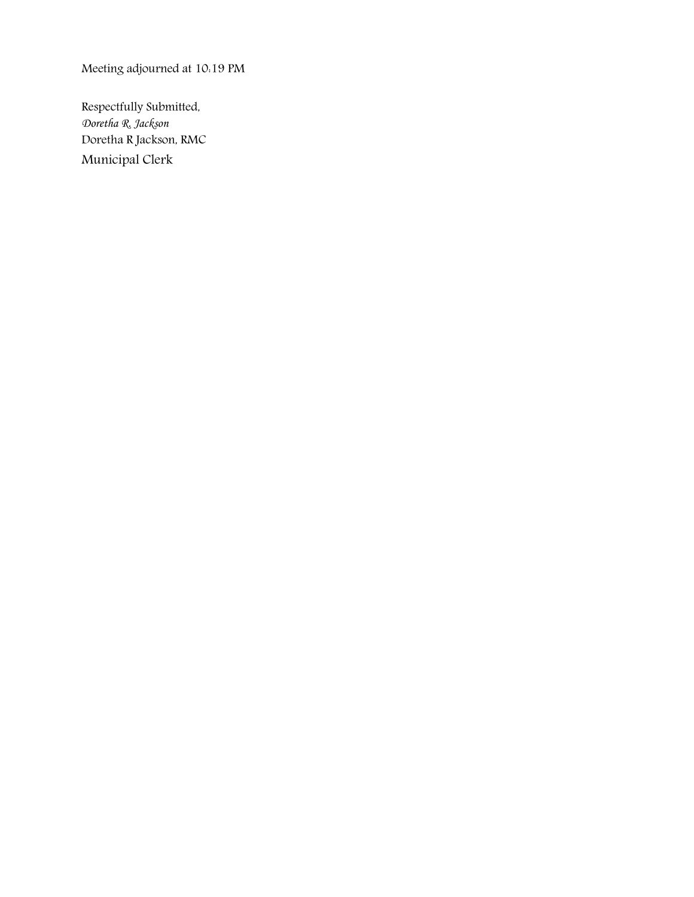Meeting adjourned at 10:19 PM

Respectfully Submitted,
*Doretha R. Jackson*
Doretha R Jackson, RMC
Municipal Clerk